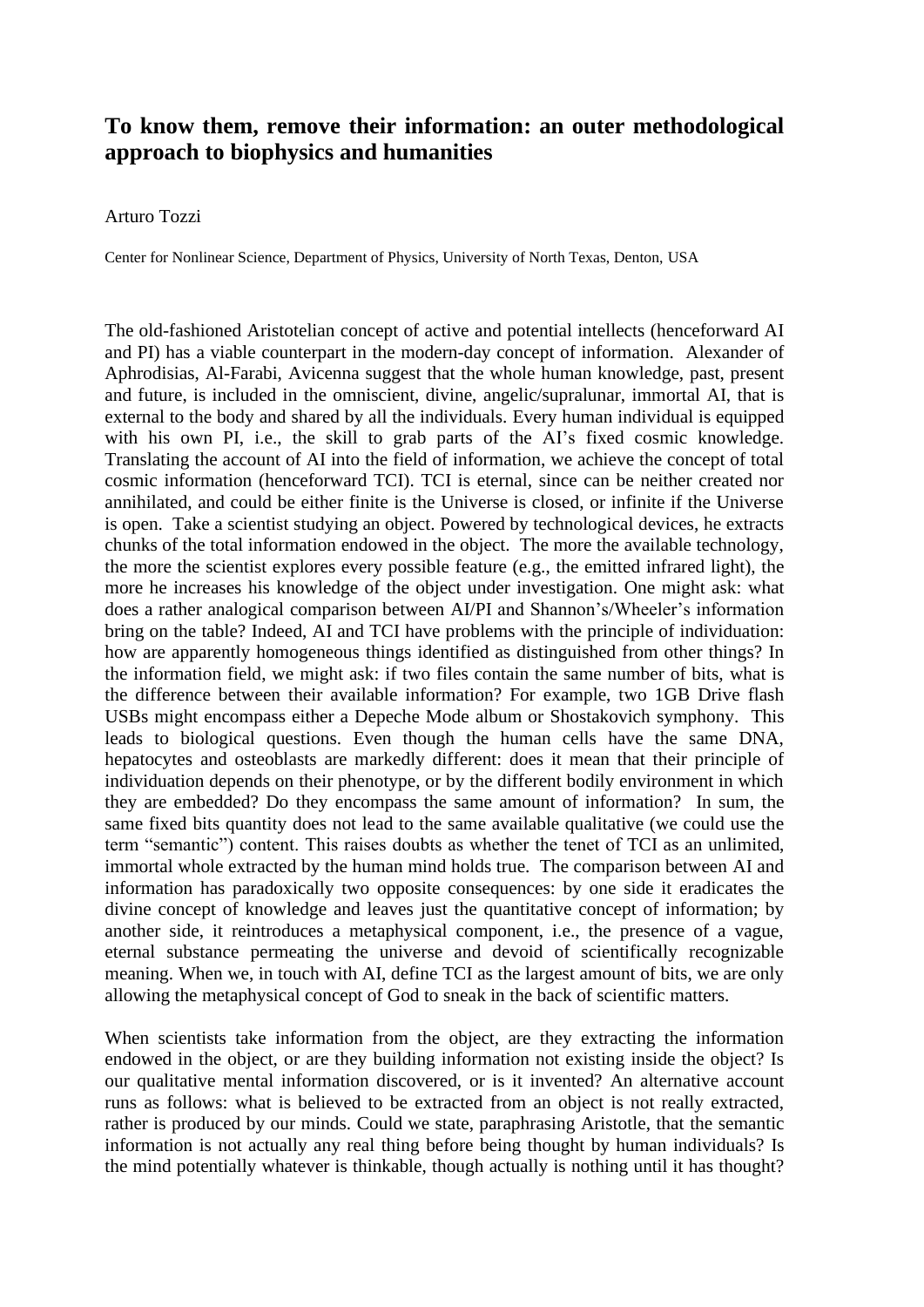# To know them, remove their information: an outer methodological approach to biophysics and humanities

Arturo Tozzi

Center for Nonlinear Science, Department of Physics, University of North Texas, Denton, USA

The old-fashioned Aristotelian concept of active and potential intellects (henceforward AI and PI) has a viable counterpart in the modern-day concept of information. Alexander of Aphrodisias, Al-Farabi, Avicenna suggest that the whole human knowledge, past, present and future, is included in the omniscient, divine, angelic/supralunar, immortal AI, that is external to the body and shared by all the individuals. Every human individual is equipped with his own PI, i.e., the skill to grab parts of the AI's fixed cosmic knowledge. Translating the account of AI into the field of information, we achieve the concept of total cosmic information (henceforward TCI). TCI is eternal, since can be neither created nor annihilated, and could be either finite is the Universe is closed, or infinite if the Universe is open. Take a scientist studying an object. Powered by technological devices, he extracts chunks of the total information endowed in the object. The more the available technology, the more the scientist explores every possible feature (e.g., the emitted infrared light), the more he increases his knowledge of the object under investigation. One might ask: what does a rather analogical comparison between AI/PI and Shannon's/Wheeler's information bring on the table? Indeed, AI and TCI have problems with the principle of individuation: how are apparently homogeneous things identified as distinguished from other things? In the information field, we might ask: if two files contain the same number of bits, what is the difference between their available information? For example, two 1GB Drive flash USBs might encompass either a Depeche Mode album or Shostakovich symphony. This leads to biological questions. Even though the human cells have the same DNA, hepatocytes and osteoblasts are markedly different: does it mean that their principle of individuation depends on their phenotype, or by the different bodily environment in which they are embedded? Do they encompass the same amount of information? In sum, the same fixed bits quantity does not lead to the same available qualitative (we could use the term "semantic") content. This raises doubts as whether the tenet of TCI as an unlimited, immortal whole extracted by the human mind holds true. The comparison between AI and information has paradoxically two opposite consequences: by one side it eradicates the divine concept of knowledge and leaves just the quantitative concept of information; by another side, it reintroduces a metaphysical component, i.e., the presence of a vague, eternal substance permeating the universe and devoid of scientifically recognizable meaning. When we, in touch with AI, define TCI as the largest amount of bits, we are only allowing the metaphysical concept of God to sneak in the back of scientific matters.

When scientists take information from the object, are they extracting the information endowed in the object, or are they building information not existing inside the object? Is our qualitative mental information discovered, or is it invented? An alternative account runs as follows: what is believed to be extracted from an object is not really extracted, rather is produced by our minds. Could we state, paraphrasing Aristotle, that the semantic information is not actually any real thing before being thought by human individuals? Is the mind potentially whatever is thinkable, though actually is nothing until it has thought?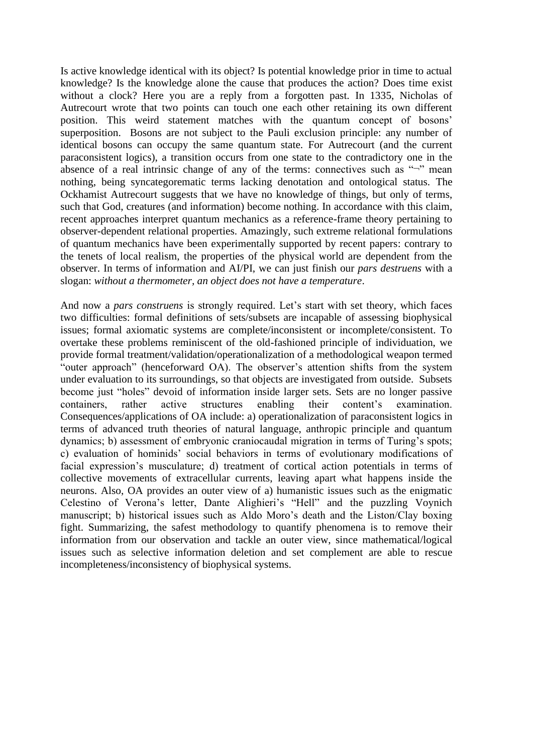Is active knowledge identical with its object? Is potential knowledge prior in time to actual knowledge? Is the knowledge alone the cause that produces the action? Does time exist without a clock? Here you are a reply from a forgotten past. In 1335, Nicholas of Autrecourt wrote that two points can touch one each other retaining its own different position. This weird statement matches with the quantum concept of bosons' superposition. Bosons are not subject to the Pauli exclusion principle: any number of identical bosons can occupy the same quantum state. For Autrecourt (and the current paraconsistent logics), a transition occurs from one state to the contradictory one in the absence of a real intrinsic change of any of the terms: connectives such as "¬" mean nothing, being syncategorematic terms lacking denotation and ontological status. The Ockhamist Autrecourt suggests that we have no knowledge of things, but only of terms, such that God, creatures (and information) become nothing. In accordance with this claim, recent approaches interpret quantum mechanics as a reference-frame theory pertaining to observer-dependent relational properties. Amazingly, such extreme relational formulations of quantum mechanics have been experimentally supported by recent papers: contrary to the tenets of local realism, the properties of the physical world are dependent from the observer. In terms of information and AI/PI, we can just finish our *pars destruens* with a slogan: *without a thermometer, an object does not have a temperature*.

And now a *pars construens* is strongly required. Let's start with set theory, which faces two difficulties: formal definitions of sets/subsets are incapable of assessing biophysical issues; formal axiomatic systems are complete/inconsistent or incomplete/consistent. To overtake these problems reminiscent of the old-fashioned principle of individuation, we provide formal treatment/validation/operationalization of a methodological weapon termed "outer approach" (henceforward OA). The observer's attention shifts from the system under evaluation to its surroundings, so that objects are investigated from outside. Subsets become just "holes" devoid of information inside larger sets. Sets are no longer passive containers, rather active structures enabling their content's examination. Consequences/applications of OA include: a) operationalization of paraconsistent logics in terms of advanced truth theories of natural language, anthropic principle and quantum dynamics; b) assessment of embryonic craniocaudal migration in terms of Turing's spots; c) evaluation of hominids' social behaviors in terms of evolutionary modifications of facial expression's musculature; d) treatment of cortical action potentials in terms of collective movements of extracellular currents, leaving apart what happens inside the neurons. Also, OA provides an outer view of a) humanistic issues such as the enigmatic Celestino of Verona's letter, Dante Alighieri's "Hell" and the puzzling Voynich manuscript; b) historical issues such as Aldo Moro's death and the Liston/Clay boxing fight. Summarizing, the safest methodology to quantify phenomena is to remove their information from our observation and tackle an outer view, since mathematical/logical issues such as selective information deletion and set complement are able to rescue incompleteness/inconsistency of biophysical systems.